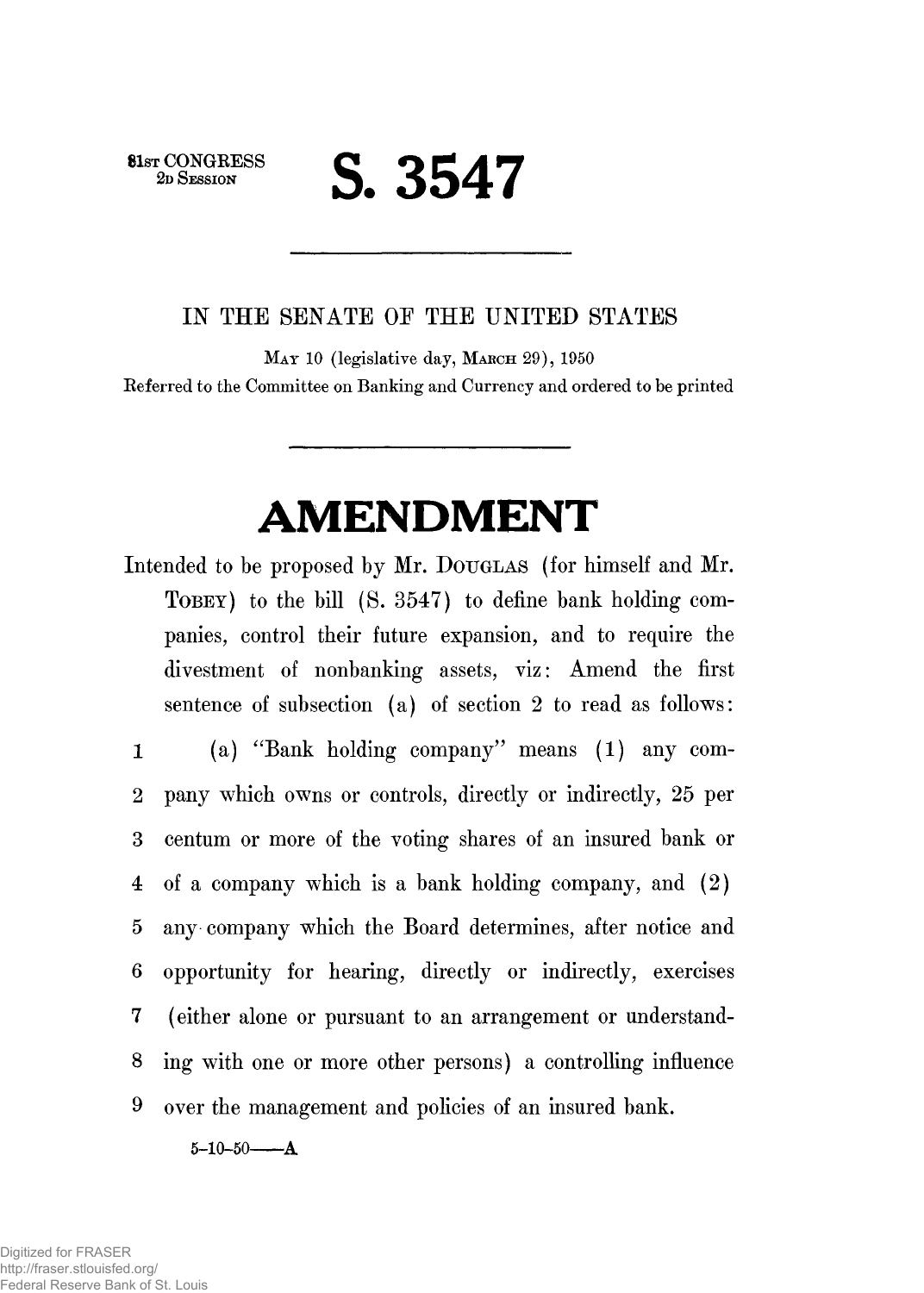81st CONGRESS
2d Session

# S. 3547

---

IN THE SENATE OF THE UNITED STATES

May 10 (legislative day, March 29), 1950

Referred to the Committee on Banking and Currency and ordered to be printed

---

# AMENDMENT

Intended to be proposed by Mr. Douglas (for himself and Mr. Tobey) to the bill (S. 3547) to define bank holding companies, control their future expansion, and to require the divestment of nonbanking assets, viz: Amend the first sentence of subsection (a) of section 2 to read as follows:

1 (a) "Bank holding company" means (1) any com-
2 pany which owns or controls, directly or indirectly, 25 per
3 centum or more of the voting shares of an insured bank or
4 of a company which is a bank holding company, and (2)
5 any company which the Board determines, after notice and
6 opportunity for hearing, directly or indirectly, exercises
7 (either alone or pursuant to an arrangement or understand-
8 ing with one or more other persons) a controlling influence
9 over the management and policies of an insured bank.

5-10-50——A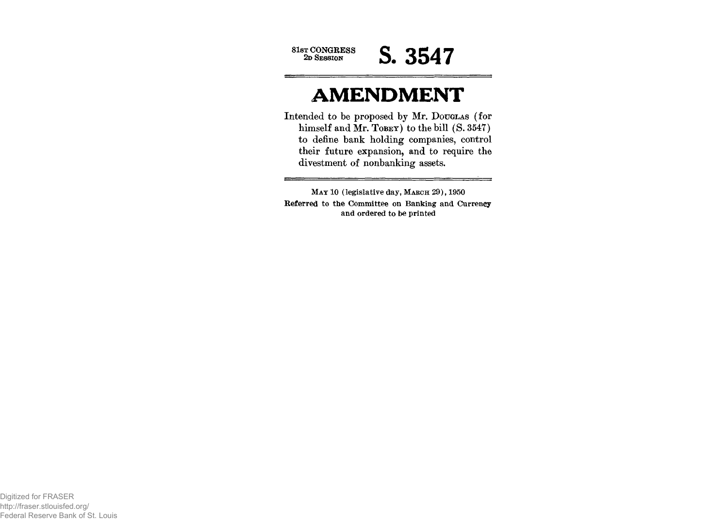81st CONGRESS
2d Session

# S. 3547

# AMENDMENT

Intended to be proposed by Mr. Douglas (for himself and Mr. Tobey) to the bill (S. 3547) to define bank holding companies, control their future expansion, and to require the divestment of nonbanking assets.

May 10 (legislative day, March 29), 1950

**Referred to the Committee on Banking and Currency and ordered to be printed**